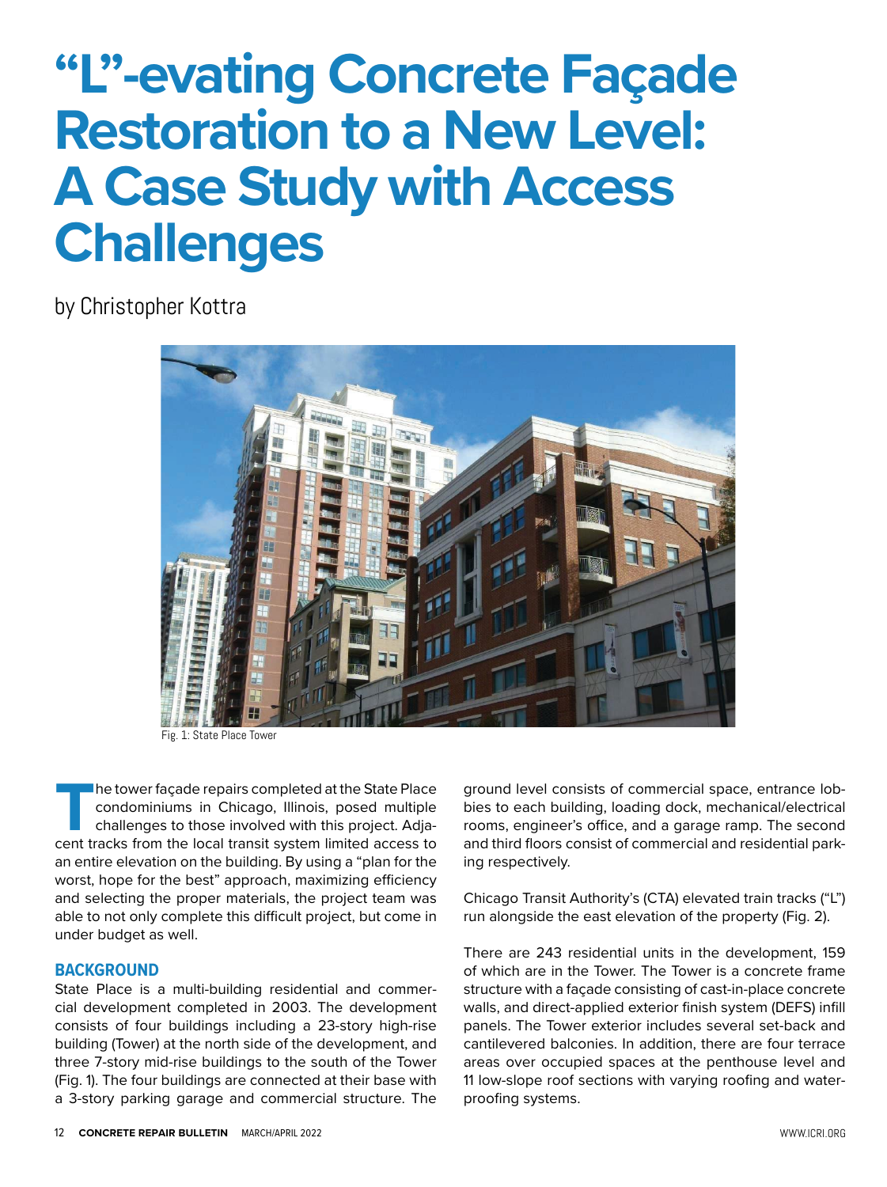# "L"-evating Concrete Façade Restoration to a New Level: A Case Study with Access Challenges

by Christopher Kottra

Fig. 1: State Place Tower

The tower façade repairs completed at the State Place condominiums in Chicago, Illinois, posed multiple challenges to those involved with this project. Adjacent tracks from the local transit system limited access to an entire elevation on the building. By using a "plan for the worst, hope for the best" approach, maximizing efficiency and selecting the proper materials, the project team was able to not only complete this difficult project, but come in under budget as well.

## BACKGROUND

State Place is a multi-building residential and commercial development completed in 2003. The development consists of four buildings including a 23-story high-rise building (Tower) at the north side of the development, and three 7-story mid-rise buildings to the south of the Tower (Fig. 1). The four buildings are connected at their base with a 3-story parking garage and commercial structure. The ground level consists of commercial space, entrance lobbies to each building, loading dock, mechanical/electrical rooms, engineer's office, and a garage ramp. The second and third floors consist of commercial and residential parking respectively.

Chicago Transit Authority's (CTA) elevated train tracks ("L") run alongside the east elevation of the property (Fig. 2).

There are 243 residential units in the development, 159 of which are in the Tower. The Tower is a concrete frame structure with a façade consisting of cast-in-place concrete walls, and direct-applied exterior finish system (DEFS) infill panels. The Tower exterior includes several set-back and cantilevered balconies. In addition, there are four terrace areas over occupied spaces at the penthouse level and 11 low-slope roof sections with varying roofing and waterproofing systems.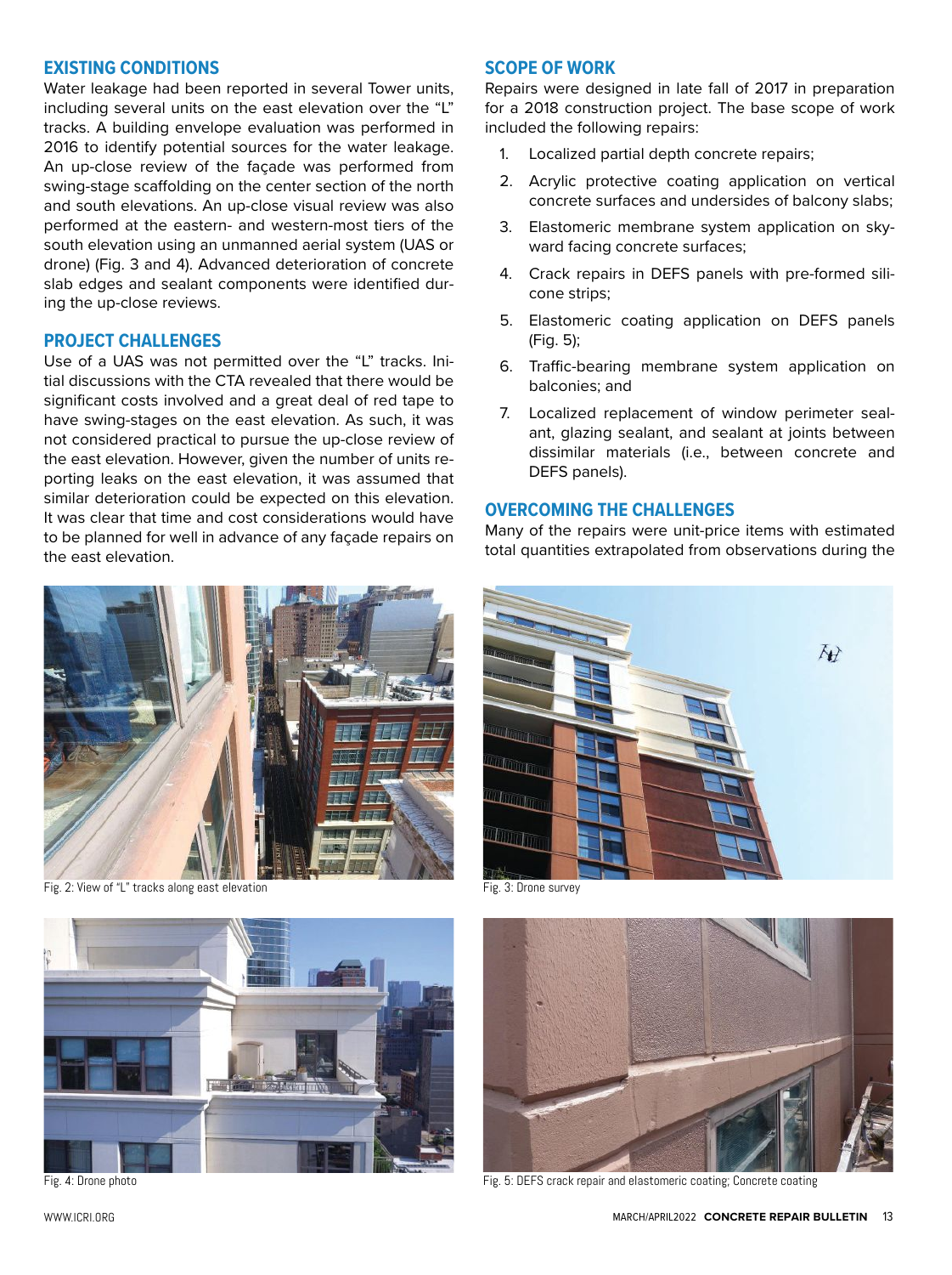## EXISTING CONDITIONS

Water leakage had been reported in several Tower units, including several units on the east elevation over the "L" tracks. A building envelope evaluation was performed in 2016 to identify potential sources for the water leakage. An up-close review of the façade was performed from swing-stage scaffolding on the center section of the north and south elevations. An up-close visual review was also performed at the eastern- and western-most tiers of the south elevation using an unmanned aerial system (UAS or drone) (Fig. 3 and 4). Advanced deterioration of concrete slab edges and sealant components were identified during the up-close reviews.

## PROJECT CHALLENGES

Use of a UAS was not permitted over the "L" tracks. Initial discussions with the CTA revealed that there would be significant costs involved and a great deal of red tape to have swing-stages on the east elevation. As such, it was not considered practical to pursue the up-close review of the east elevation. However, given the number of units reporting leaks on the east elevation, it was assumed that similar deterioration could be expected on this elevation. It was clear that time and cost considerations would have to be planned for well in advance of any façade repairs on the east elevation.

## SCOPE OF WORK

Repairs were designed in late fall of 2017 in preparation for a 2018 construction project. The base scope of work included the following repairs:

1. Localized partial depth concrete repairs;
2. Acrylic protective coating application on vertical concrete surfaces and undersides of balcony slabs;
3. Elastomeric membrane system application on skyward facing concrete surfaces;
4. Crack repairs in DEFS panels with pre-formed silicone strips;
5. Elastomeric coating application on DEFS panels (Fig. 5);
6. Traffic-bearing membrane system application on balconies; and
7. Localized replacement of window perimeter sealant, glazing sealant, and sealant at joints between dissimilar materials (i.e., between concrete and DEFS panels).

## OVERCOMING THE CHALLENGES

Many of the repairs were unit-price items with estimated total quantities extrapolated from observations during the

Fig. 2: View of "L" tracks along east elevation

Fig. 3: Drone survey

Fig. 4: Drone photo

Fig. 5: DEFS crack repair and elastomeric coating; Concrete coating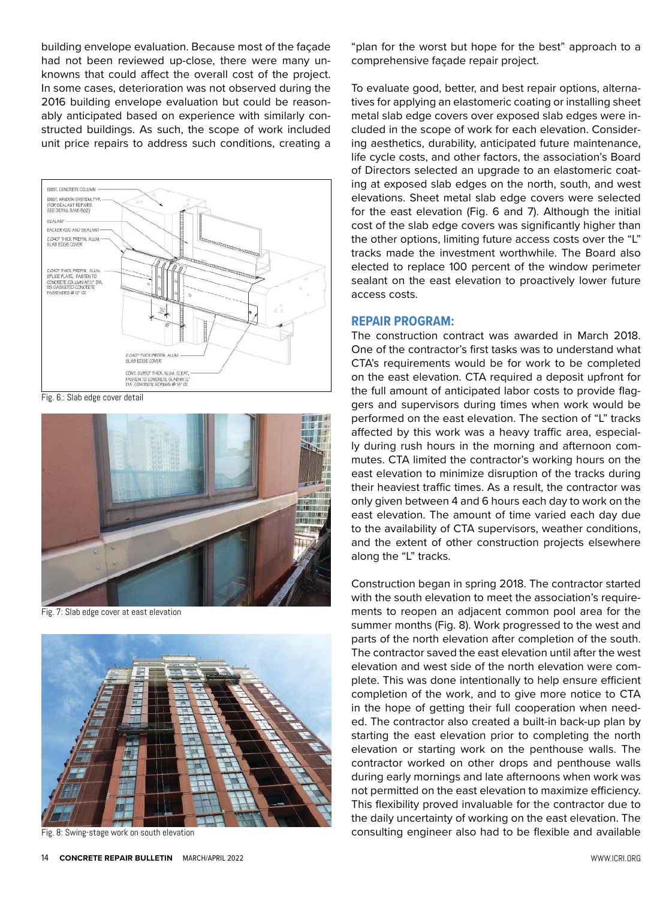building envelope evaluation. Because most of the façade had not been reviewed up-close, there were many unknowns that could affect the overall cost of the project. In some cases, deterioration was not observed during the 2016 building envelope evaluation but could be reasonably anticipated based on experience with similarly constructed buildings. As such, the scope of work included unit price repairs to address such conditions, creating a "plan for the worst but hope for the best" approach to a comprehensive façade repair project.

Fig. 6.: Slab edge cover detail

Fig. 7: Slab edge cover at east elevation

Fig. 8: Swing-stage work on south elevation

To evaluate good, better, and best repair options, alternatives for applying an elastomeric coating or installing sheet metal slab edge covers over exposed slab edges were included in the scope of work for each elevation. Considering aesthetics, durability, anticipated future maintenance, life cycle costs, and other factors, the association's Board of Directors selected an upgrade to an elastomeric coating at exposed slab edges on the north, south, and west elevations. Sheet metal slab edge covers were selected for the east elevation (Fig. 6 and 7). Although the initial cost of the slab edge covers was significantly higher than the other options, limiting future access costs over the "L" tracks made the investment worthwhile. The Board also elected to replace 100 percent of the window perimeter sealant on the east elevation to proactively lower future access costs.

## REPAIR PROGRAM:

The construction contract was awarded in March 2018. One of the contractor's first tasks was to understand what CTA's requirements would be for work to be completed on the east elevation. CTA required a deposit upfront for the full amount of anticipated labor costs to provide flaggers and supervisors during times when work would be performed on the east elevation. The section of "L" tracks affected by this work was a heavy traffic area, especially during rush hours in the morning and afternoon commutes. CTA limited the contractor's working hours on the east elevation to minimize disruption of the tracks during their heaviest traffic times. As a result, the contractor was only given between 4 and 6 hours each day to work on the east elevation. The amount of time varied each day due to the availability of CTA supervisors, weather conditions, and the extent of other construction projects elsewhere along the "L" tracks.

Construction began in spring 2018. The contractor started with the south elevation to meet the association's requirements to reopen an adjacent common pool area for the summer months (Fig. 8). Work progressed to the west and parts of the north elevation after completion of the south. The contractor saved the east elevation until after the west elevation and west side of the north elevation were complete. This was done intentionally to help ensure efficient completion of the work, and to give more notice to CTA in the hope of getting their full cooperation when needed. The contractor also created a built-in back-up plan by starting the east elevation prior to completing the north elevation or starting work on the penthouse walls. The contractor worked on other drops and penthouse walls during early mornings and late afternoons when work was not permitted on the east elevation to maximize efficiency. This flexibility proved invaluable for the contractor due to the daily uncertainty of working on the east elevation. The consulting engineer also had to be flexible and available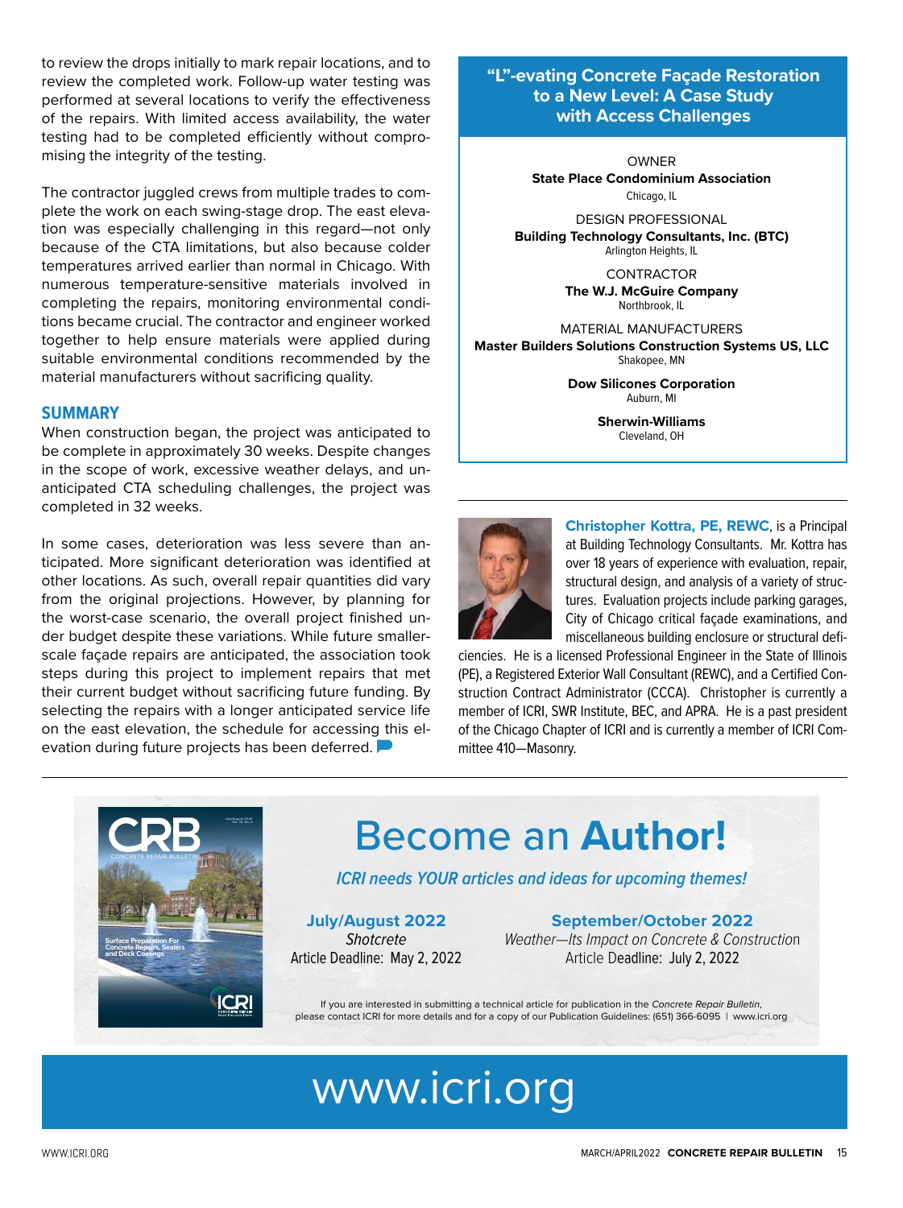to review the drops initially to mark repair locations, and to review the completed work. Follow-up water testing was performed at several locations to verify the effectiveness of the repairs. With limited access availability, the water testing had to be completed efficiently without compromising the integrity of the testing.

The contractor juggled crews from multiple trades to complete the work on each swing-stage drop. The east elevation was especially challenging in this regard—not only because of the CTA limitations, but also because colder temperatures arrived earlier than normal in Chicago. With numerous temperature-sensitive materials involved in completing the repairs, monitoring environmental conditions became crucial. The contractor and engineer worked together to help ensure materials were applied during suitable environmental conditions recommended by the material manufacturers without sacrificing quality.

## SUMMARY

When construction began, the project was anticipated to be complete in approximately 30 weeks. Despite changes in the scope of work, excessive weather delays, and unanticipated CTA scheduling challenges, the project was completed in 32 weeks.

In some cases, deterioration was less severe than anticipated. More significant deterioration was identified at other locations. As such, overall repair quantities did vary from the original projections. However, by planning for the worst-case scenario, the overall project finished under budget despite these variations. While future smaller-scale façade repairs are anticipated, the association took steps during this project to implement repairs that met their current budget without sacrificing future funding. By selecting the repairs with a longer anticipated service life on the east elevation, the schedule for accessing this elevation during future projects has been deferred.

### "L"-evating Concrete Façade Restoration to a New Level: A Case Study with Access Challenges

OWNER
**State Place Condominium Association**
Chicago, IL

DESIGN PROFESSIONAL
**Building Technology Consultants, Inc. (BTC)**
Arlington Heights, IL

CONTRACTOR
**The W.J. McGuire Company**
Northbrook, IL

MATERIAL MANUFACTURERS
**Master Builders Solutions Construction Systems US, LLC**
Shakopee, MN

**Dow Silicones Corporation**
Auburn, MI

**Sherwin-Williams**
Cleveland, OH

**Christopher Kottra, PE, REWC**, is a Principal at Building Technology Consultants. Mr. Kottra has over 18 years of experience with evaluation, repair, structural design, and analysis of a variety of structures. Evaluation projects include parking garages, City of Chicago critical façade examinations, and miscellaneous building enclosure or structural deficiencies. He is a licensed Professional Engineer in the State of Illinois (PE), a Registered Exterior Wall Consultant (REWC), and a Certified Construction Contract Administrator (CCCA). Christopher is currently a member of ICRI, SWR Institute, BEC, and APRA. He is a past president of the Chicago Chapter of ICRI and is currently a member of ICRI Committee 410—Masonry.

# Become an **Author!**

*ICRI needs YOUR articles and ideas for upcoming themes!*

**July/August 2022**
*Shotcrete*
Article Deadline: May 2, 2022

**September/October 2022**
*Weather—Its Impact on Concrete & Construction*
Article Deadline: July 2, 2022

If you are interested in submitting a technical article for publication in the *Concrete Repair Bulletin*, please contact ICRI for more details and for a copy of our Publication Guidelines: (651) 366-6095 | www.icri.org

www.icri.org